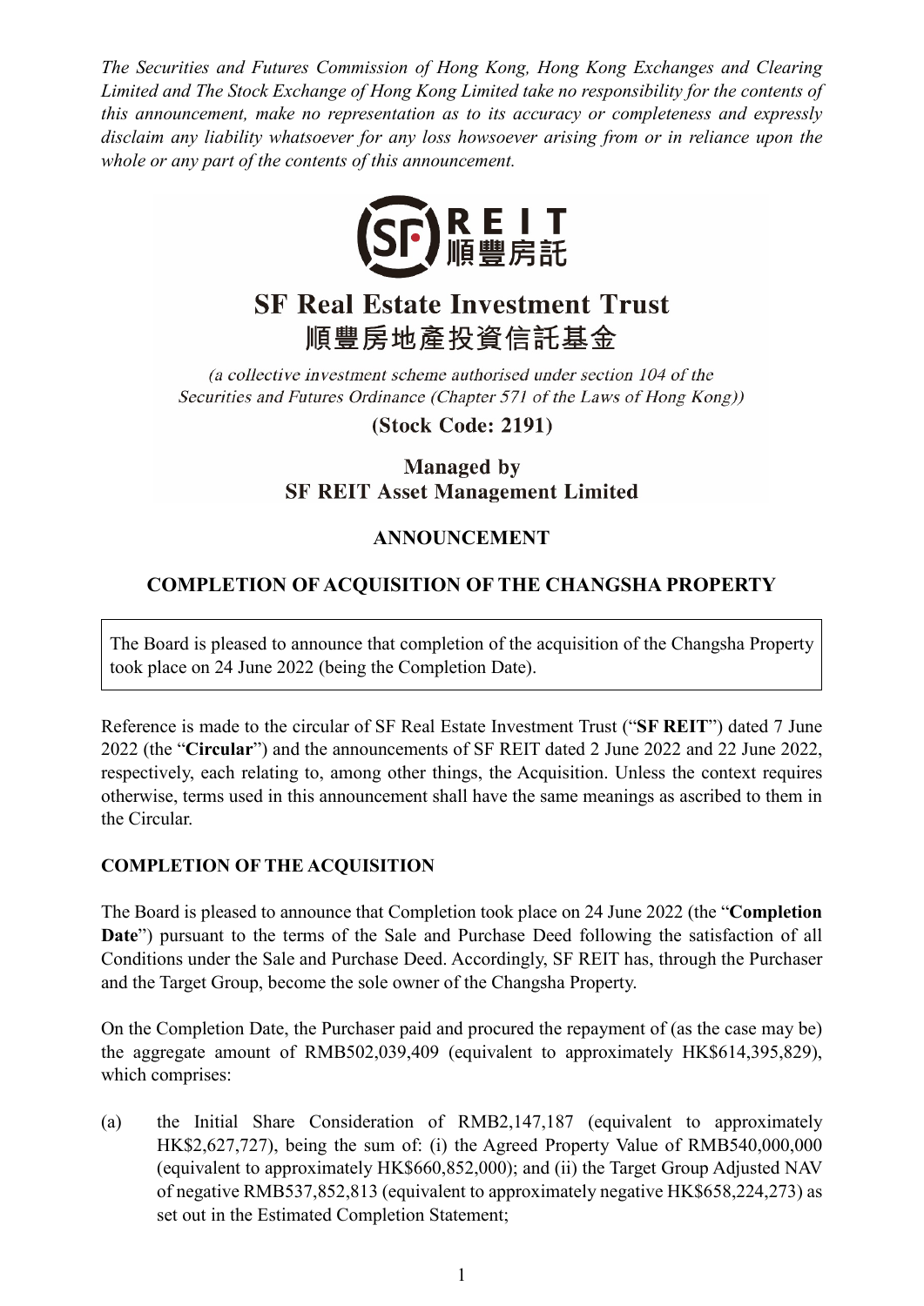*The Securities and Futures Commission of Hong Kong, Hong Kong Exchanges and Clearing Limited and The Stock Exchange of Hong Kong Limited take no responsibility for the contents of this announcement, make no representation as to its accuracy or completeness and expressly disclaim any liability whatsoever for any loss howsoever arising from or in reliance upon the whole or any part of the contents of this announcement.*

REIT
順豐房託

# SF Real Estate Investment Trust
# 順豐房地產投資信託基金

*(a collective investment scheme authorised under section 104 of the Securities and Futures Ordinance (Chapter 571 of the Laws of Hong Kong))*

**(Stock Code: 2191)**

**Managed by**
**SF REIT Asset Management Limited**

## ANNOUNCEMENT

## COMPLETION OF ACQUISITION OF THE CHANGSHA PROPERTY

The Board is pleased to announce that completion of the acquisition of the Changsha Property took place on 24 June 2022 (being the Completion Date).

Reference is made to the circular of SF Real Estate Investment Trust ("**SF REIT**") dated 7 June 2022 (the "**Circular**") and the announcements of SF REIT dated 2 June 2022 and 22 June 2022, respectively, each relating to, among other things, the Acquisition. Unless the context requires otherwise, terms used in this announcement shall have the same meanings as ascribed to them in the Circular.

### COMPLETION OF THE ACQUISITION

The Board is pleased to announce that Completion took place on 24 June 2022 (the "**Completion Date**") pursuant to the terms of the Sale and Purchase Deed following the satisfaction of all Conditions under the Sale and Purchase Deed. Accordingly, SF REIT has, through the Purchaser and the Target Group, become the sole owner of the Changsha Property.

On the Completion Date, the Purchaser paid and procured the repayment of (as the case may be) the aggregate amount of RMB502,039,409 (equivalent to approximately HK$614,395,829), which comprises:

(a) the Initial Share Consideration of RMB2,147,187 (equivalent to approximately HK$2,627,727), being the sum of: (i) the Agreed Property Value of RMB540,000,000 (equivalent to approximately HK$660,852,000); and (ii) the Target Group Adjusted NAV of negative RMB537,852,813 (equivalent to approximately negative HK$658,224,273) as set out in the Estimated Completion Statement;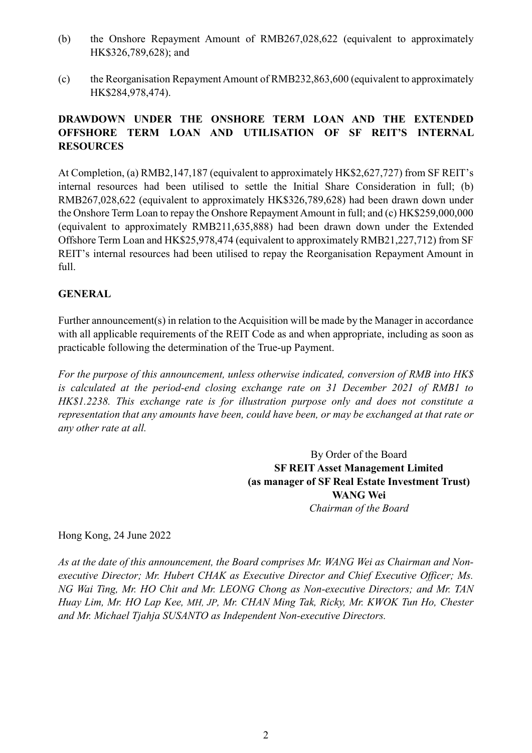(b) the Onshore Repayment Amount of RMB267,028,622 (equivalent to approximately HK$326,789,628); and

(c) the Reorganisation Repayment Amount of RMB232,863,600 (equivalent to approximately HK$284,978,474).

## DRAWDOWN UNDER THE ONSHORE TERM LOAN AND THE EXTENDED OFFSHORE TERM LOAN AND UTILISATION OF SF REIT'S INTERNAL RESOURCES

At Completion, (a) RMB2,147,187 (equivalent to approximately HK$2,627,727) from SF REIT's internal resources had been utilised to settle the Initial Share Consideration in full; (b) RMB267,028,622 (equivalent to approximately HK$326,789,628) had been drawn down under the Onshore Term Loan to repay the Onshore Repayment Amount in full; and (c) HK$259,000,000 (equivalent to approximately RMB211,635,888) had been drawn down under the Extended Offshore Term Loan and HK$25,978,474 (equivalent to approximately RMB21,227,712) from SF REIT's internal resources had been utilised to repay the Reorganisation Repayment Amount in full.

## GENERAL

Further announcement(s) in relation to the Acquisition will be made by the Manager in accordance with all applicable requirements of the REIT Code as and when appropriate, including as soon as practicable following the determination of the True-up Payment.

*For the purpose of this announcement, unless otherwise indicated, conversion of RMB into HK$ is calculated at the period-end closing exchange rate on 31 December 2021 of RMB1 to HK$1.2238. This exchange rate is for illustration purpose only and does not constitute a representation that any amounts have been, could have been, or may be exchanged at that rate or any other rate at all.*

By Order of the Board
**SF REIT Asset Management Limited**
**(as manager of SF Real Estate Investment Trust)**
**WANG Wei**
*Chairman of the Board*

Hong Kong, 24 June 2022

*As at the date of this announcement, the Board comprises Mr. WANG Wei as Chairman and Non-executive Director; Mr. Hubert CHAK as Executive Director and Chief Executive Officer; Ms. NG Wai Ting, Mr. HO Chit and Mr. LEONG Chong as Non-executive Directors; and Mr. TAN Huay Lim, Mr. HO Lap Kee, MH, JP, Mr. CHAN Ming Tak, Ricky, Mr. KWOK Tun Ho, Chester and Mr. Michael Tjahja SUSANTO as Independent Non-executive Directors.*